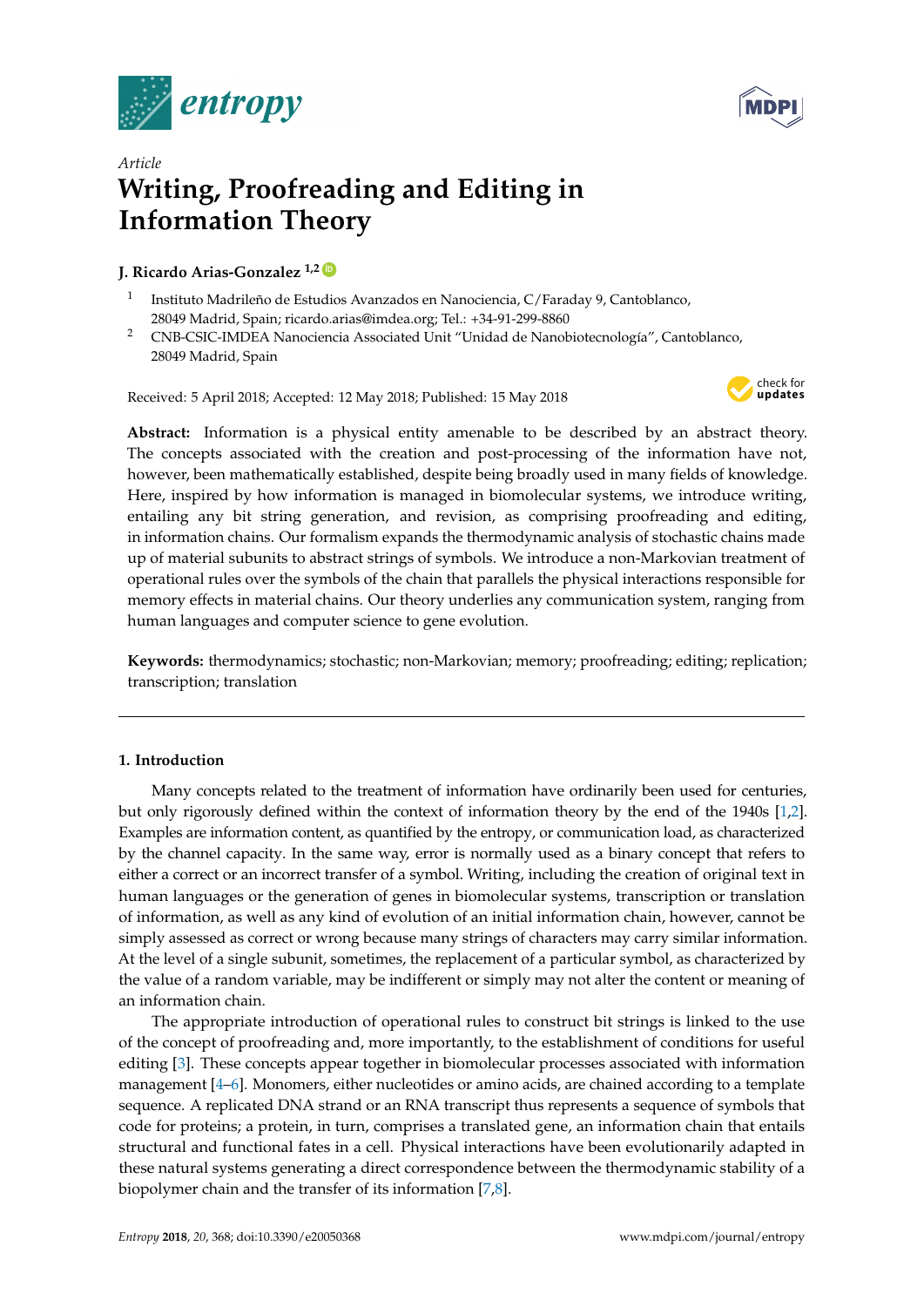*Article*

# Writing, Proofreading and Editing in Information Theory

**J. Ricardo Arias-Gonzalez** [1,2]

[1] Instituto Madrileño de Estudios Avanzados en Nanociencia, C/Faraday 9, Cantoblanco, 28049 Madrid, Spain; ricardo.arias@imdea.org; Tel.: +34-91-299-8860

[2] CNB-CSIC-IMDEA Nanociencia Associated Unit "Unidad de Nanobiotecnología", Cantoblanco, 28049 Madrid, Spain

Received: 5 April 2018; Accepted: 12 May 2018; Published: 15 May 2018

**Abstract:** Information is a physical entity amenable to be described by an abstract theory. The concepts associated with the creation and post-processing of the information have not, however, been mathematically established, despite being broadly used in many fields of knowledge. Here, inspired by how information is managed in biomolecular systems, we introduce writing, entailing any bit string generation, and revision, as comprising proofreading and editing, in information chains. Our formalism expands the thermodynamic analysis of stochastic chains made up of material subunits to abstract strings of symbols. We introduce a non-Markovian treatment of operational rules over the symbols of the chain that parallels the physical interactions responsible for memory effects in material chains. Our theory underlies any communication system, ranging from human languages and computer science to gene evolution.

**Keywords:** thermodynamics; stochastic; non-Markovian; memory; proofreading; editing; replication; transcription; translation

## 1. Introduction

Many concepts related to the treatment of information have ordinarily been used for centuries, but only rigorously defined within the context of information theory by the end of the 1940s [1,2]. Examples are information content, as quantified by the entropy, or communication load, as characterized by the channel capacity. In the same way, error is normally used as a binary concept that refers to either a correct or an incorrect transfer of a symbol. Writing, including the creation of original text in human languages or the generation of genes in biomolecular systems, transcription or translation of information, as well as any kind of evolution of an initial information chain, however, cannot be simply assessed as correct or wrong because many strings of characters may carry similar information. At the level of a single subunit, sometimes, the replacement of a particular symbol, as characterized by the value of a random variable, may be indifferent or simply may not alter the content or meaning of an information chain.

The appropriate introduction of operational rules to construct bit strings is linked to the use of the concept of proofreading and, more importantly, to the establishment of conditions for useful editing [3]. These concepts appear together in biomolecular processes associated with information management [4–6]. Monomers, either nucleotides or amino acids, are chained according to a template sequence. A replicated DNA strand or an RNA transcript thus represents a sequence of symbols that code for proteins; a protein, in turn, comprises a translated gene, an information chain that entails structural and functional fates in a cell. Physical interactions have been evolutionarily adapted in these natural systems generating a direct correspondence between the thermodynamic stability of a biopolymer chain and the transfer of its information [7,8].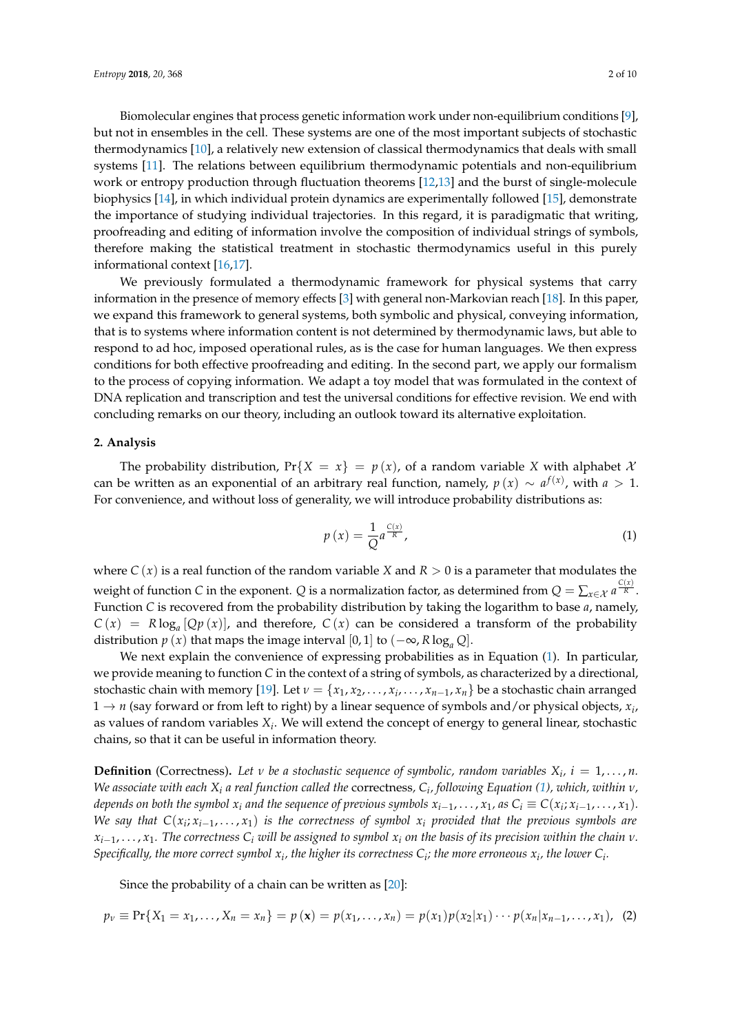Biomolecular engines that process genetic information work under non-equilibrium conditions [9], but not in ensembles in the cell. These systems are one of the most important subjects of stochastic thermodynamics [10], a relatively new extension of classical thermodynamics that deals with small systems [11]. The relations between equilibrium thermodynamic potentials and non-equilibrium work or entropy production through fluctuation theorems [12,13] and the burst of single-molecule biophysics [14], in which individual protein dynamics are experimentally followed [15], demonstrate the importance of studying individual trajectories. In this regard, it is paradigmatic that writing, proofreading and editing of information involve the composition of individual strings of symbols, therefore making the statistical treatment in stochastic thermodynamics useful in this purely informational context [16,17].

We previously formulated a thermodynamic framework for physical systems that carry information in the presence of memory effects [3] with general non-Markovian reach [18]. In this paper, we expand this framework to general systems, both symbolic and physical, conveying information, that is to systems where information content is not determined by thermodynamic laws, but able to respond to ad hoc, imposed operational rules, as is the case for human languages. We then express conditions for both effective proofreading and editing. In the second part, we apply our formalism to the process of copying information. We adapt a toy model that was formulated in the context of DNA replication and transcription and test the universal conditions for effective revision. We end with concluding remarks on our theory, including an outlook toward its alternative exploitation.

## 2. Analysis

The probability distribution, $\Pr\{X = x\} = p(x)$, of a random variable $X$ with alphabet $\mathcal{X}$ can be written as an exponential of an arbitrary real function, namely, $p(x) \sim a^{f(x)}$, with $a > 1$. For convenience, and without loss of generality, we will introduce probability distributions as:

$$p(x) = \frac{1}{Q} a^{\frac{C(x)}{R}}, \tag{1}$$

where $C(x)$ is a real function of the random variable $X$ and $R > 0$ is a parameter that modulates the weight of function $C$ in the exponent. $Q$ is a normalization factor, as determined from $Q = \sum_{x \in \mathcal{X}} a^{\frac{C(x)}{R}}$. Function $C$ is recovered from the probability distribution by taking the logarithm to base $a$, namely, $C(x) = R \log_a [Q p(x)]$, and therefore, $C(x)$ can be considered a transform of the probability distribution $p(x)$ that maps the image interval $[0, 1]$ to $(-\infty, R \log_a Q]$.

We next explain the convenience of expressing probabilities as in Equation (1). In particular, we provide meaning to function $C$ in the context of a string of symbols, as characterized by a directional, stochastic chain with memory [19]. Let $\nu = \{x_1, x_2, \ldots, x_i, \ldots, x_{n-1}, x_n\}$ be a stochastic chain arranged $1 \to n$ (say forward or from left to right) by a linear sequence of symbols and/or physical objects, $x_i$, as values of random variables $X_i$. We will extend the concept of energy to general linear, stochastic chains, so that it can be useful in information theory.

**Definition** (Correctness). *Let $\nu$ be a stochastic sequence of symbolic, random variables $X_i$, $i = 1, \ldots, n$. We associate with each $X_i$ a real function called the* correctness, *$C_i$, following Equation (1), which, within $\nu$, depends on both the symbol $x_i$ and the sequence of previous symbols $x_{i-1}, \ldots, x_1$, as $C_i \equiv C(x_i; x_{i-1}, \ldots, x_1)$. We say that $C(x_i; x_{i-1}, \ldots, x_1)$ is the correctness of symbol $x_i$ provided that the previous symbols are $x_{i-1}, \ldots, x_1$. The correctness $C_i$ will be assigned to symbol $x_i$ on the basis of its precision within the chain $\nu$. Specifically, the more correct symbol $x_i$, the higher its correctness $C_i$; the more erroneous $x_i$, the lower $C_i$.*

Since the probability of a chain can be written as [20]:

$$p_\nu \equiv \Pr\{X_1 = x_1, \ldots, X_n = x_n\} = p(\mathbf{x}) = p(x_1, \ldots, x_n) = p(x_1) p(x_2|x_1) \cdots p(x_n|x_{n-1}, \ldots, x_1), \tag{2}$$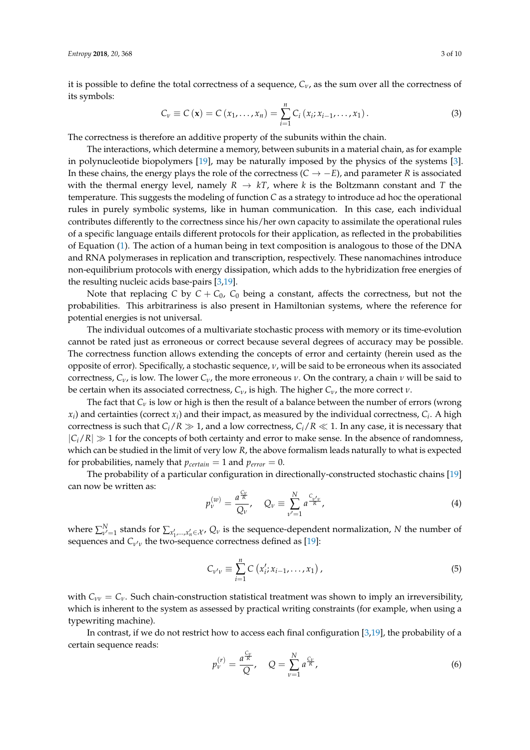it is possible to define the total correctness of a sequence, $C_\nu$, as the sum over all the correctness of its symbols:

$$C_\nu \equiv C(\mathbf{x}) = C(x_1, \ldots, x_n) = \sum_{i=1}^{n} C_i(x_i; x_{i-1}, \ldots, x_1). \tag{3}$$

The correctness is therefore an additive property of the subunits within the chain.

The interactions, which determine a memory, between subunits in a material chain, as for example in polynucleotide biopolymers [19], may be naturally imposed by the physics of the systems [3]. In these chains, the energy plays the role of the correctness ($C \to -E$), and parameter $R$ is associated with the thermal energy level, namely $R \to kT$, where $k$ is the Boltzmann constant and $T$ the temperature. This suggests the modeling of function $C$ as a strategy to introduce ad hoc the operational rules in purely symbolic systems, like in human communication. In this case, each individual contributes differently to the correctness since his/her own capacity to assimilate the operational rules of a specific language entails different protocols for their application, as reflected in the probabilities of Equation (1). The action of a human being in text composition is analogous to those of the DNA and RNA polymerases in replication and transcription, respectively. These nanomachines introduce non-equilibrium protocols with energy dissipation, which adds to the hybridization free energies of the resulting nucleic acids base-pairs [3,19].

Note that replacing $C$ by $C + C_0$, $C_0$ being a constant, affects the correctness, but not the probabilities. This arbitrariness is also present in Hamiltonian systems, where the reference for potential energies is not universal.

The individual outcomes of a multivariate stochastic process with memory or its time-evolution cannot be rated just as erroneous or correct because several degrees of accuracy may be possible. The correctness function allows extending the concepts of error and certainty (herein used as the opposite of error). Specifically, a stochastic sequence, $\nu$, will be said to be erroneous when its associated correctness, $C_\nu$, is low. The lower $C_\nu$, the more erroneous $\nu$. On the contrary, a chain $\nu$ will be said to be certain when its associated correctness, $C_\nu$, is high. The higher $C_\nu$, the more correct $\nu$.

The fact that $C_\nu$ is low or high is then the result of a balance between the number of errors (wrong $x_i$) and certainties (correct $x_i$) and their impact, as measured by the individual correctness, $C_i$. A high correctness is such that $C_i/R \gg 1$, and a low correctness, $C_i/R \ll 1$. In any case, it is necessary that $|C_i/R| \gg 1$ for the concepts of both certainty and error to make sense. In the absence of randomness, which can be studied in the limit of very low $R$, the above formalism leads naturally to what is expected for probabilities, namely that $p_{certain} = 1$ and $p_{error} = 0$.

The probability of a particular configuration in directionally-constructed stochastic chains [19] can now be written as:

$$p_\nu^{(w)} = \frac{a^{\frac{C_\nu}{R}}}{Q_\nu}, \quad Q_\nu \equiv \sum_{\nu'=1}^{N} a^{\frac{C_{\nu'\nu}}{R}}, \tag{4}$$

where $\sum_{\nu'=1}^{N}$ stands for $\sum_{x_1',\ldots,x_n' \in \mathcal{X}}$, $Q_\nu$ is the sequence-dependent normalization, $N$ the number of sequences and $C_{\nu'\nu}$ the two-sequence correctness defined as [19]:

$$C_{\nu'\nu} \equiv \sum_{i=1}^{n} C\left(x_i'; x_{i-1}, \ldots, x_1\right), \tag{5}$$

with $C_{\nu\nu} = C_\nu$. Such chain-construction statistical treatment was shown to imply an irreversibility, which is inherent to the system as assessed by practical writing constraints (for example, when using a typewriting machine).

In contrast, if we do not restrict how to access each final configuration [3,19], the probability of a certain sequence reads:

$$p_\nu^{(r)} = \frac{a^{\frac{C_\nu}{R}}}{Q}, \quad Q = \sum_{\nu=1}^{N} a^{\frac{C_\nu}{R}}, \tag{6}$$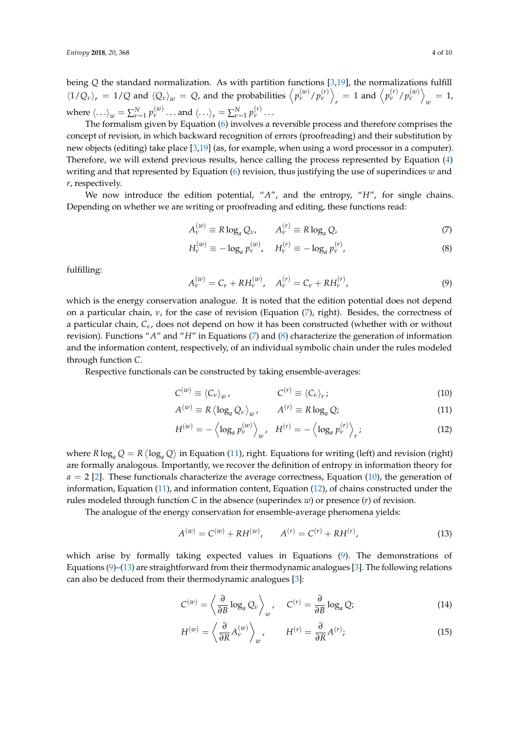being $Q$ the standard normalization. As with partition functions [3,19], the normalizations fulfill $\langle 1/Q_\nu \rangle_r = 1/Q$ and $\langle Q_\nu \rangle_w = Q$, and the probabilities $\left\langle p_\nu^{(w)}/p_\nu^{(r)} \right\rangle_r = 1$ and $\left\langle p_\nu^{(r)}/p_\nu^{(w)} \right\rangle_w = 1$, where $\langle \ldots \rangle_w = \sum_{\nu=1}^N p_\nu^{(w)} \ldots$ and $\langle \ldots \rangle_r = \sum_{\nu=1}^N p_\nu^{(r)} \ldots$

The formalism given by Equation (6) involves a reversible process and therefore comprises the concept of revision, in which backward recognition of errors (proofreading) and their substitution by new objects (editing) take place [3,19] (as, for example, when using a word processor in a computer). Therefore, we will extend previous results, hence calling the process represented by Equation (4) writing and that represented by Equation (6) revision, thus justifying the use of superindices $w$ and $r$, respectively.

We now introduce the edition potential, "$A$", and the entropy, "$H$", for single chains. Depending on whether we are writing or proofreading and editing, these functions read:

$$A_\nu^{(w)} \equiv R \log_a Q_\nu, \qquad A_\nu^{(r)} \equiv R \log_a Q, \tag{7}$$

$$H_\nu^{(w)} \equiv -\log_a p_\nu^{(w)}, \quad H_\nu^{(r)} \equiv -\log_a p_\nu^{(r)}, \tag{8}$$

fulfilling:

$$A_\nu^{(w)} = C_\nu + R H_\nu^{(w)}, \quad A_\nu^{(r)} = C_\nu + R H_\nu^{(r)}, \tag{9}$$

which is the energy conservation analogue. It is noted that the edition potential does not depend on a particular chain, $\nu$, for the case of revision (Equation (7), right). Besides, the correctness of a particular chain, $C_\nu$, does not depend on how it has been constructed (whether with or without revision). Functions "$A$" and "$H$" in Equations (7) and (8) characterize the generation of information and the information content, respectively, of an individual symbolic chain under the rules modeled through function $C$.

Respective functionals can be constructed by taking ensemble-averages:

$$C^{(w)} \equiv \langle C_\nu \rangle_w, \qquad C^{(r)} \equiv \langle C_\nu \rangle_r; \tag{10}$$

$$A^{(w)} \equiv R \langle \log_a Q_\nu \rangle_w, \qquad A^{(r)} \equiv R \log_a Q; \tag{11}$$

$$H^{(w)} = -\left\langle \log_a p_\nu^{(w)} \right\rangle_w, \quad H^{(r)} = -\left\langle \log_a p_\nu^{(r)} \right\rangle_r; \tag{12}$$

where $R \log_a Q = R \langle \log_a Q \rangle$ in Equation (11), right. Equations for writing (left) and revision (right) are formally analogous. Importantly, we recover the definition of entropy in information theory for $a = 2$ [2]. These functionals characterize the average correctness, Equation (10), the generation of information, Equation (11), and information content, Equation (12), of chains constructed under the rules modeled through function $C$ in the absence (superindex $w$) or presence ($r$) of revision.

The analogue of the energy conservation for ensemble-average phenomena yields:

$$A^{(w)} = C^{(w)} + R H^{(w)}, \qquad A^{(r)} = C^{(r)} + R H^{(r)}, \tag{13}$$

which arise by formally taking expected values in Equations (9). The demonstrations of Equations (9)–(13) are straightforward from their thermodynamic analogues [3]. The following relations can also be deduced from their thermodynamic analogues [3]:

$$C^{(w)} = \left\langle \frac{\partial}{\partial B} \log_a Q_\nu \right\rangle_w, \quad C^{(r)} = \frac{\partial}{\partial B} \log_a Q; \tag{14}$$

$$H^{(w)} = \left\langle \frac{\partial}{\partial R} A_\nu^{(w)} \right\rangle_w, \qquad H^{(r)} = \frac{\partial}{\partial R} A^{(r)}; \tag{15}$$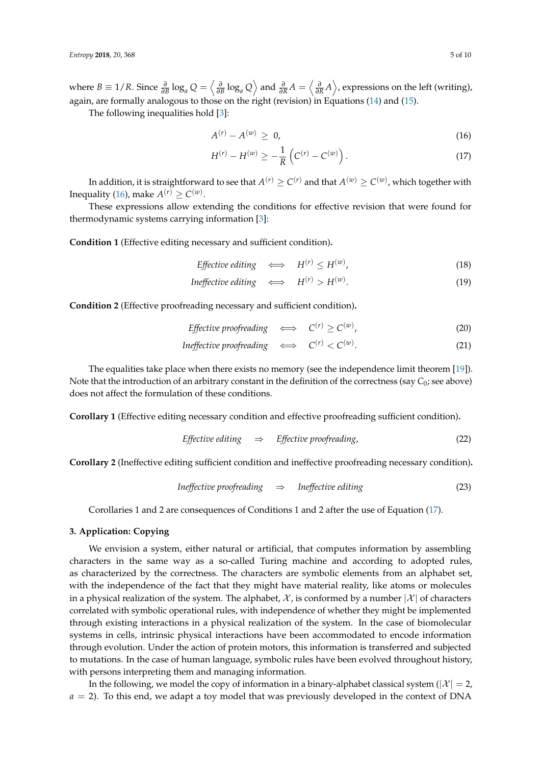where $B \equiv 1/R$. Since $\frac{\partial}{\partial B} \log_a Q = \left\langle \frac{\partial}{\partial B} \log_a Q \right\rangle$ and $\frac{\partial}{\partial R} A = \left\langle \frac{\partial}{\partial R} A \right\rangle$, expressions on the left (writing), again, are formally analogous to those on the right (revision) in Equations (14) and (15).

The following inequalities hold [3]:

$$A^{(r)} - A^{(w)} \geq 0, \tag{16}$$

$$H^{(r)} - H^{(w)} \geq -\frac{1}{R} \left( C^{(r)} - C^{(w)} \right). \tag{17}$$

In addition, it is straightforward to see that $A^{(r)} \geq C^{(r)}$ and that $A^{(w)} \geq C^{(w)}$, which together with Inequality (16), make $A^{(r)} \geq C^{(w)}$.

These expressions allow extending the conditions for effective revision that were found for thermodynamic systems carrying information [3]:

**Condition 1** (Effective editing necessary and sufficient condition)**.**

$$\textit{Effective editing} \quad \Longleftrightarrow \quad H^{(r)} \leq H^{(w)}, \tag{18}$$

$$\textit{Ineffective editing} \quad \Longleftrightarrow \quad H^{(r)} > H^{(w)}. \tag{19}$$

**Condition 2** (Effective proofreading necessary and sufficient condition)**.**

$$\textit{Effective proofreading} \quad \Longleftrightarrow \quad C^{(r)} \geq C^{(w)}, \tag{20}$$

$$\textit{Ineffective proofreading} \quad \Longleftrightarrow \quad C^{(r)} < C^{(w)}. \tag{21}$$

The equalities take place when there exists no memory (see the independence limit theorem [19]). Note that the introduction of an arbitrary constant in the definition of the correctness (say $C_0$; see above) does not affect the formulation of these conditions.

**Corollary 1** (Effective editing necessary condition and effective proofreading sufficient condition)**.**

$$\textit{Effective editing} \quad \Rightarrow \quad \textit{Effective proofreading}, \tag{22}$$

**Corollary 2** (Ineffective editing sufficient condition and ineffective proofreading necessary condition)**.**

$$\textit{Ineffective proofreading} \quad \Rightarrow \quad \textit{Ineffective editing} \tag{23}$$

Corollaries 1 and 2 are consequences of Conditions 1 and 2 after the use of Equation (17).

## 3. Application: Copying

We envision a system, either natural or artificial, that computes information by assembling characters in the same way as a so-called Turing machine and according to adopted rules, as characterized by the correctness. The characters are symbolic elements from an alphabet set, with the independence of the fact that they might have material reality, like atoms or molecules in a physical realization of the system. The alphabet, $\mathcal{X}$, is conformed by a number $|\mathcal{X}|$ of characters correlated with symbolic operational rules, with independence of whether they might be implemented through existing interactions in a physical realization of the system. In the case of biomolecular systems in cells, intrinsic physical interactions have been accommodated to encode information through evolution. Under the action of protein motors, this information is transferred and subjected to mutations. In the case of human language, symbolic rules have been evolved throughout history, with persons interpreting them and managing information.

In the following, we model the copy of information in a binary-alphabet classical system ($|\mathcal{X}| = 2$, $a = 2$). To this end, we adapt a toy model that was previously developed in the context of DNA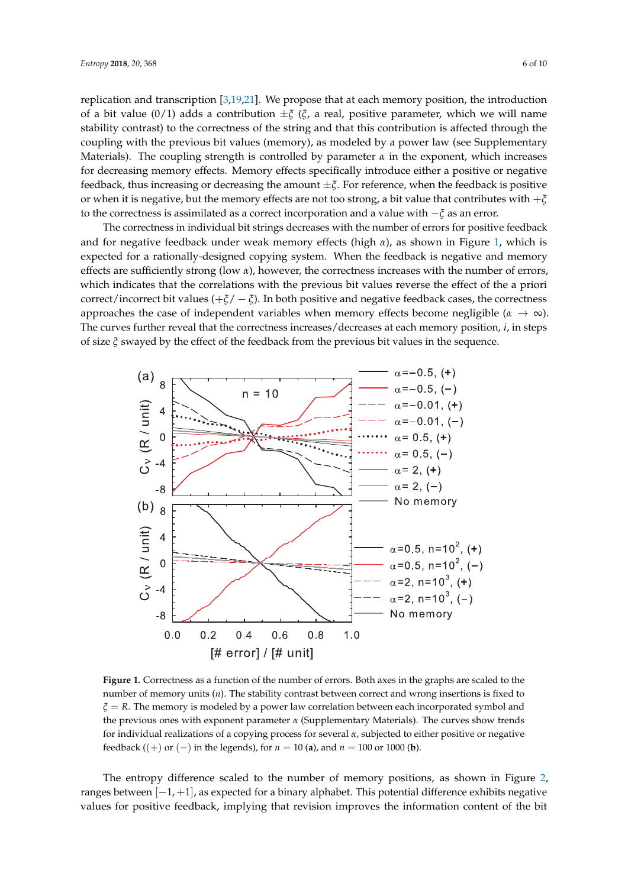replication and transcription [3,19,21]. We propose that at each memory position, the introduction of a bit value (0/1) adds a contribution $\pm\xi$ ($\xi$, a real, positive parameter, which we will name stability contrast) to the correctness of the string and that this contribution is affected through the coupling with the previous bit values (memory), as modeled by a power law (see Supplementary Materials). The coupling strength is controlled by parameter $\alpha$ in the exponent, which increases for decreasing memory effects. Memory effects specifically introduce either a positive or negative feedback, thus increasing or decreasing the amount $\pm\xi$. For reference, when the feedback is positive or when it is negative, but the memory effects are not too strong, a bit value that contributes with $+\xi$ to the correctness is assimilated as a correct incorporation and a value with $-\xi$ as an error.

The correctness in individual bit strings decreases with the number of errors for positive feedback and for negative feedback under weak memory effects (high $\alpha$), as shown in Figure 1, which is expected for a rationally-designed copying system. When the feedback is negative and memory effects are sufficiently strong (low $\alpha$), however, the correctness increases with the number of errors, which indicates that the correlations with the previous bit values reverse the effect of the a priori correct/incorrect bit values ($+\xi/-\xi$). In both positive and negative feedback cases, the correctness approaches the case of independent variables when memory effects become negligible ($\alpha \to \infty$). The curves further reveal that the correctness increases/decreases at each memory position, $i$, in steps of size $\xi$ swayed by the effect of the feedback from the previous bit values in the sequence.

**Figure 1.** Correctness as a function of the number of errors. Both axes in the graphs are scaled to the number of memory units ($n$). The stability contrast between correct and wrong insertions is fixed to $\xi = R$. The memory is modeled by a power law correlation between each incorporated symbol and the previous ones with exponent parameter $\alpha$ (Supplementary Materials). The curves show trends for individual realizations of a copying process for several $\alpha$, subjected to either positive or negative feedback ($(+)$ or $(-)$ in the legends), for $n = 10$ (**a**), and $n = 100$ or 1000 (**b**).

The entropy difference scaled to the number of memory positions, as shown in Figure 2, ranges between $[-1, +1]$, as expected for a binary alphabet. This potential difference exhibits negative values for positive feedback, implying that revision improves the information content of the bit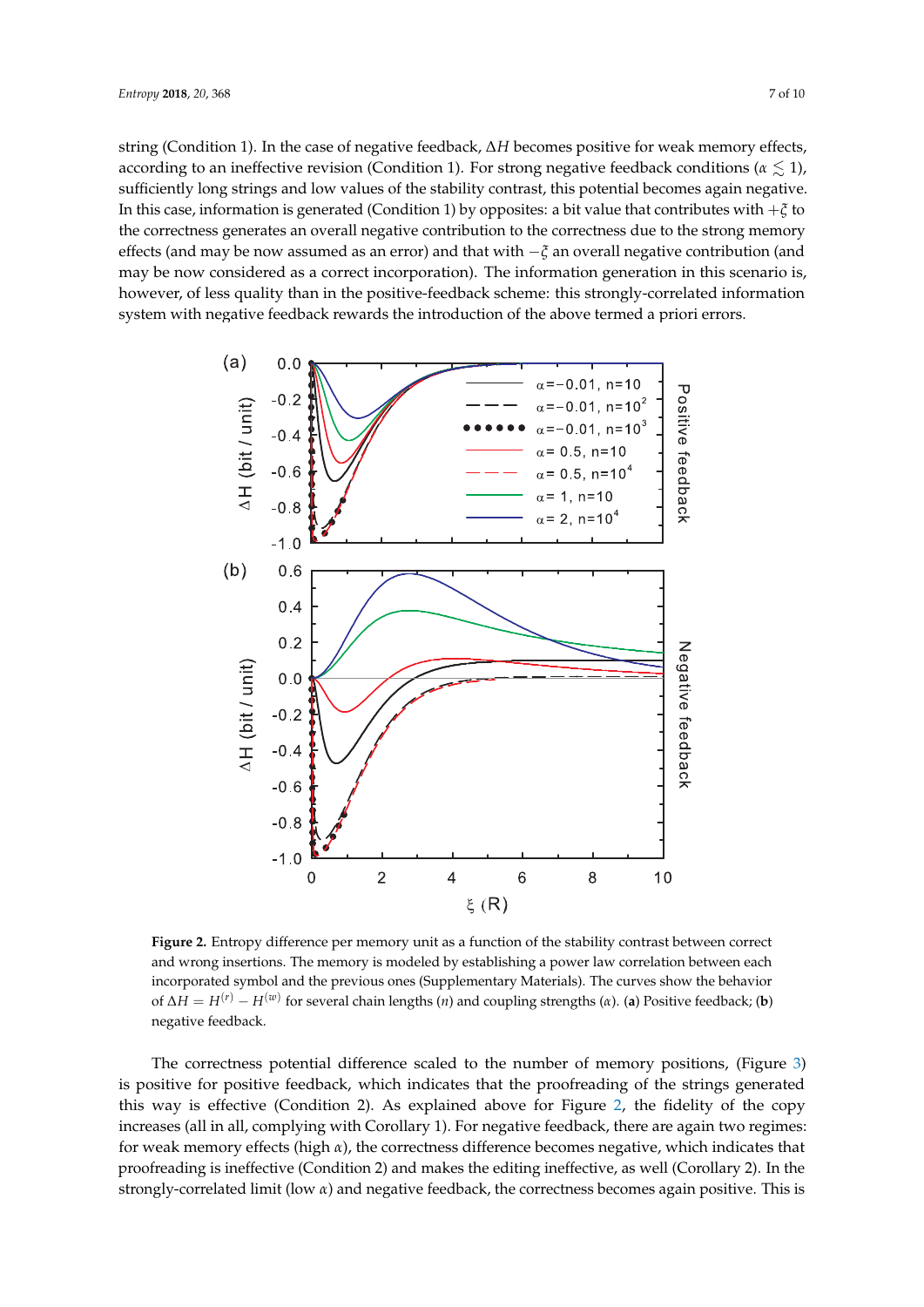string (Condition 1). In the case of negative feedback, $\Delta H$ becomes positive for weak memory effects, according to an ineffective revision (Condition 1). For strong negative feedback conditions ($\alpha \lesssim 1$), sufficiently long strings and low values of the stability contrast, this potential becomes again negative. In this case, information is generated (Condition 1) by opposites: a bit value that contributes with $+\xi$ to the correctness generates an overall negative contribution to the correctness due to the strong memory effects (and may be now assumed as an error) and that with $-\xi$ an overall negative contribution (and may be now considered as a correct incorporation). The information generation in this scenario is, however, of less quality than in the positive-feedback scheme: this strongly-correlated information system with negative feedback rewards the introduction of the above termed a priori errors.

**Figure 2.** Entropy difference per memory unit as a function of the stability contrast between correct and wrong insertions. The memory is modeled by establishing a power law correlation between each incorporated symbol and the previous ones (Supplementary Materials). The curves show the behavior of $\Delta H = H^{(r)} - H^{(w)}$ for several chain lengths ($n$) and coupling strengths ($\alpha$). (**a**) Positive feedback; (**b**) negative feedback.

The correctness potential difference scaled to the number of memory positions, (Figure 3) is positive for positive feedback, which indicates that the proofreading of the strings generated this way is effective (Condition 2). As explained above for Figure 2, the fidelity of the copy increases (all in all, complying with Corollary 1). For negative feedback, there are again two regimes: for weak memory effects (high $\alpha$), the correctness difference becomes negative, which indicates that proofreading is ineffective (Condition 2) and makes the editing ineffective, as well (Corollary 2). In the strongly-correlated limit (low $\alpha$) and negative feedback, the correctness becomes again positive. This is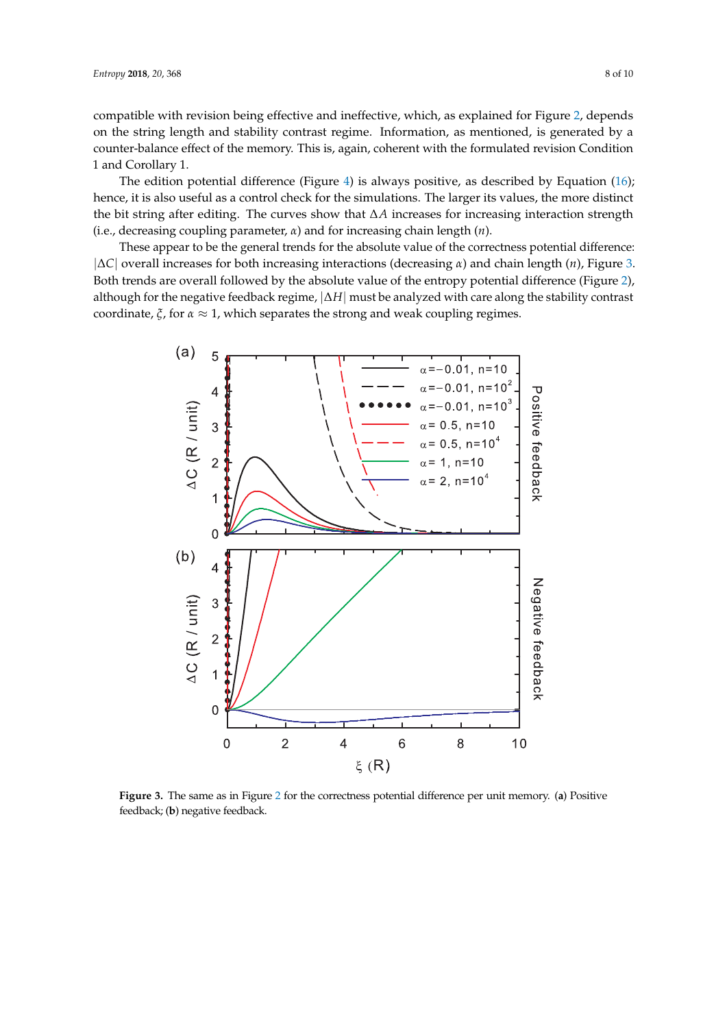compatible with revision being effective and ineffective, which, as explained for Figure 2, depends on the string length and stability contrast regime. Information, as mentioned, is generated by a counter-balance effect of the memory. This is, again, coherent with the formulated revision Condition 1 and Corollary 1.

The edition potential difference (Figure 4) is always positive, as described by Equation (16); hence, it is also useful as a control check for the simulations. The larger its values, the more distinct the bit string after editing. The curves show that $\Delta A$ increases for increasing interaction strength (i.e., decreasing coupling parameter, $\alpha$) and for increasing chain length ($n$).

These appear to be the general trends for the absolute value of the correctness potential difference: $|\Delta C|$ overall increases for both increasing interactions (decreasing $\alpha$) and chain length ($n$), Figure 3. Both trends are overall followed by the absolute value of the entropy potential difference (Figure 2), although for the negative feedback regime, $|\Delta H|$ must be analyzed with care along the stability contrast coordinate, $\xi$, for $\alpha \approx 1$, which separates the strong and weak coupling regimes.

**Figure 3.** The same as in Figure 2 for the correctness potential difference per unit memory. (**a**) Positive feedback; (**b**) negative feedback.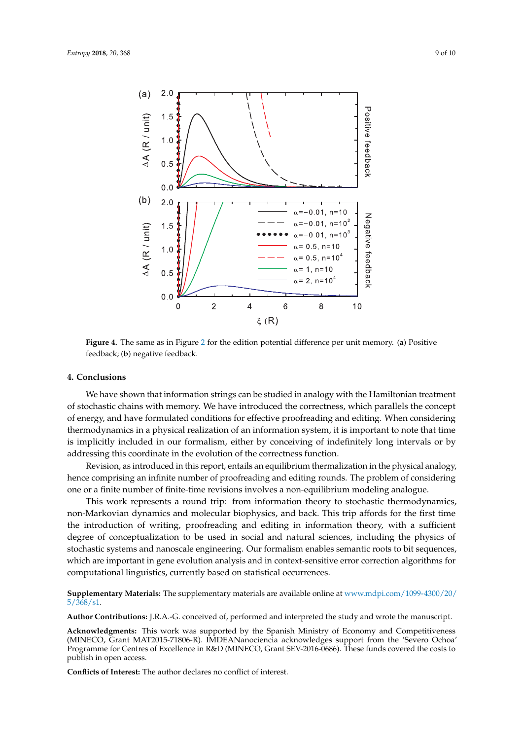**Figure 4.** The same as in Figure 2 for the edition potential difference per unit memory. (**a**) Positive feedback; (**b**) negative feedback.

## 4. Conclusions

We have shown that information strings can be studied in analogy with the Hamiltonian treatment of stochastic chains with memory. We have introduced the correctness, which parallels the concept of energy, and have formulated conditions for effective proofreading and editing. When considering thermodynamics in a physical realization of an information system, it is important to note that time is implicitly included in our formalism, either by conceiving of indefinitely long intervals or by addressing this coordinate in the evolution of the correctness function.

Revision, as introduced in this report, entails an equilibrium thermalization in the physical analogy, hence comprising an infinite number of proofreading and editing rounds. The problem of considering one or a finite number of finite-time revisions involves a non-equilibrium modeling analogue.

This work represents a round trip: from information theory to stochastic thermodynamics, non-Markovian dynamics and molecular biophysics, and back. This trip affords for the first time the introduction of writing, proofreading and editing in information theory, with a sufficient degree of conceptualization to be used in social and natural sciences, including the physics of stochastic systems and nanoscale engineering. Our formalism enables semantic roots to bit sequences, which are important in gene evolution analysis and in context-sensitive error correction algorithms for computational linguistics, currently based on statistical occurrences.

**Supplementary Materials:** The supplementary materials are available online at www.mdpi.com/1099-4300/20/5/368/s1.

**Author Contributions:** J.R.A.-G. conceived of, performed and interpreted the study and wrote the manuscript.

**Acknowledgments:** This work was supported by the Spanish Ministry of Economy and Competitiveness (MINECO, Grant MAT2015-71806-R). IMDEANanociencia acknowledges support from the 'Severo Ochoa' Programme for Centres of Excellence in R&D (MINECO, Grant SEV-2016-0686). These funds covered the costs to publish in open access.

**Conflicts of Interest:** The author declares no conflict of interest.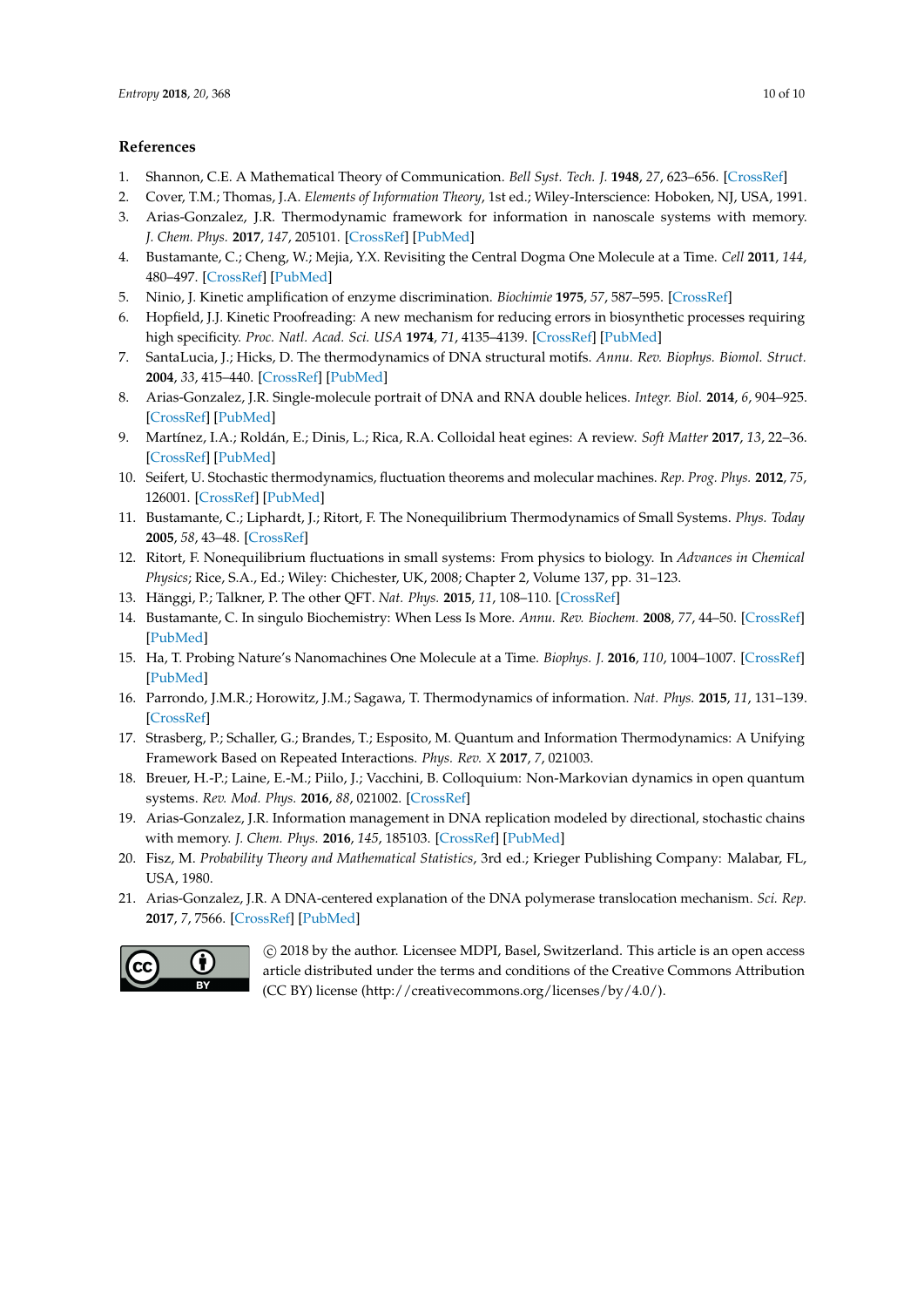## References

1. Shannon, C.E. A Mathematical Theory of Communication. *Bell Syst. Tech. J.* **1948**, *27*, 623–656. [CrossRef]
2. Cover, T.M.; Thomas, J.A. *Elements of Information Theory*, 1st ed.; Wiley-Interscience: Hoboken, NJ, USA, 1991.
3. Arias-Gonzalez, J.R. Thermodynamic framework for information in nanoscale systems with memory. *J. Chem. Phys.* **2017**, *147*, 205101. [CrossRef] [PubMed]
4. Bustamante, C.; Cheng, W.; Mejia, Y.X. Revisiting the Central Dogma One Molecule at a Time. *Cell* **2011**, *144*, 480–497. [CrossRef] [PubMed]
5. Ninio, J. Kinetic amplification of enzyme discrimination. *Biochimie* **1975**, *57*, 587–595. [CrossRef]
6. Hopfield, J.J. Kinetic Proofreading: A new mechanism for reducing errors in biosynthetic processes requiring high specificity. *Proc. Natl. Acad. Sci. USA* **1974**, *71*, 4135–4139. [CrossRef] [PubMed]
7. SantaLucia, J.; Hicks, D. The thermodynamics of DNA structural motifs. *Annu. Rev. Biophys. Biomol. Struct.* **2004**, *33*, 415–440. [CrossRef] [PubMed]
8. Arias-Gonzalez, J.R. Single-molecule portrait of DNA and RNA double helices. *Integr. Biol.* **2014**, *6*, 904–925. [CrossRef] [PubMed]
9. Martínez, I.A.; Roldán, E.; Dinis, L.; Rica, R.A. Colloidal heat egines: A review. *Soft Matter* **2017**, *13*, 22–36. [CrossRef] [PubMed]
10. Seifert, U. Stochastic thermodynamics, fluctuation theorems and molecular machines. *Rep. Prog. Phys.* **2012**, *75*, 126001. [CrossRef] [PubMed]
11. Bustamante, C.; Liphardt, J.; Ritort, F. The Nonequilibrium Thermodynamics of Small Systems. *Phys. Today* **2005**, *58*, 43–48. [CrossRef]
12. Ritort, F. Nonequilibrium fluctuations in small systems: From physics to biology. In *Advances in Chemical Physics*; Rice, S.A., Ed.; Wiley: Chichester, UK, 2008; Chapter 2, Volume 137, pp. 31–123.
13. Hänggi, P.; Talkner, P. The other QFT. *Nat. Phys.* **2015**, *11*, 108–110. [CrossRef]
14. Bustamante, C. In singulo Biochemistry: When Less Is More. *Annu. Rev. Biochem.* **2008**, *77*, 44–50. [CrossRef] [PubMed]
15. Ha, T. Probing Nature's Nanomachines One Molecule at a Time. *Biophys. J.* **2016**, *110*, 1004–1007. [CrossRef] [PubMed]
16. Parrondo, J.M.R.; Horowitz, J.M.; Sagawa, T. Thermodynamics of information. *Nat. Phys.* **2015**, *11*, 131–139. [CrossRef]
17. Strasberg, P.; Schaller, G.; Brandes, T.; Esposito, M. Quantum and Information Thermodynamics: A Unifying Framework Based on Repeated Interactions. *Phys. Rev. X* **2017**, *7*, 021003.
18. Breuer, H.-P.; Laine, E.-M.; Piilo, J.; Vacchini, B. Colloquium: Non-Markovian dynamics in open quantum systems. *Rev. Mod. Phys.* **2016**, *88*, 021002. [CrossRef]
19. Arias-Gonzalez, J.R. Information management in DNA replication modeled by directional, stochastic chains with memory. *J. Chem. Phys.* **2016**, *145*, 185103. [CrossRef] [PubMed]
20. Fisz, M. *Probability Theory and Mathematical Statistics*, 3rd ed.; Krieger Publishing Company: Malabar, FL, USA, 1980.
21. Arias-Gonzalez, J.R. A DNA-centered explanation of the DNA polymerase translocation mechanism. *Sci. Rep.* **2017**, *7*, 7566. [CrossRef] [PubMed]

© 2018 by the author. Licensee MDPI, Basel, Switzerland. This article is an open access article distributed under the terms and conditions of the Creative Commons Attribution (CC BY) license (http://creativecommons.org/licenses/by/4.0/).